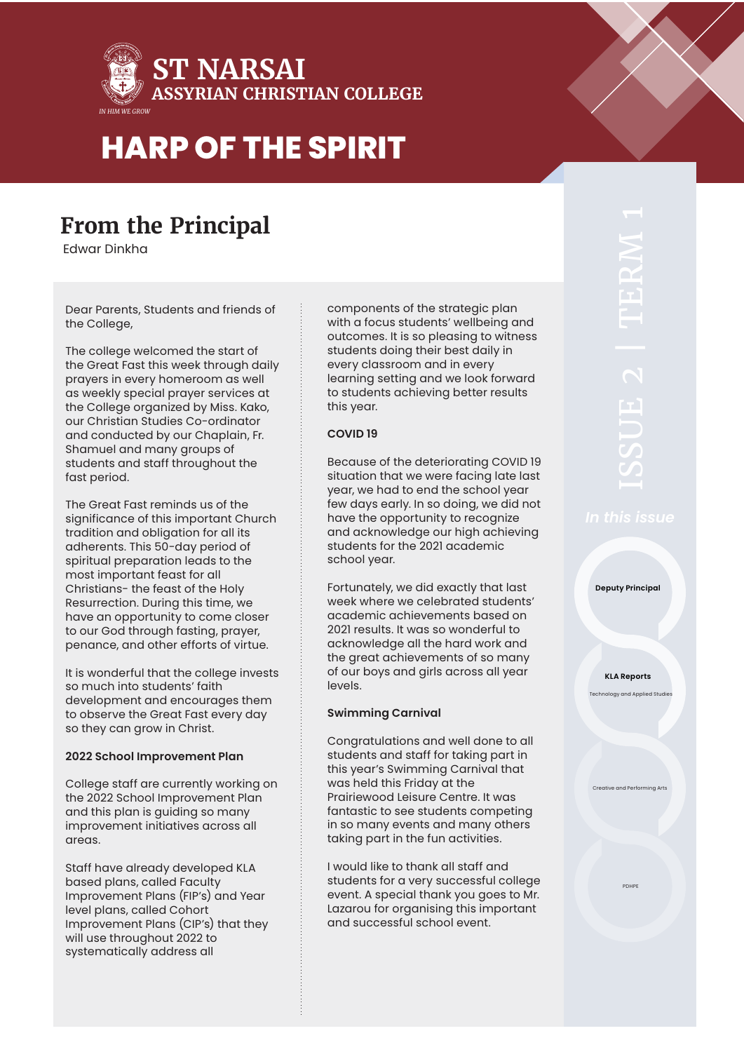# ST NARSAI
## ASSYRIAN CHRISTIAN COLLEGE

*IN HIM WE GROW*

# HARP OF THE SPIRIT

ISSUE 2 | TERM 1

## From the Principal

Edwar Dinkha

Dear Parents, Students and friends of the College,

The college welcomed the start of the Great Fast this week through daily prayers in every homeroom as well as weekly special prayer services at the College organized by Miss. Kako, our Christian Studies Co-ordinator and conducted by our Chaplain, Fr. Shamuel and many groups of students and staff throughout the fast period.

The Great Fast reminds us of the significance of this important Church tradition and obligation for all its adherents. This 50-day period of spiritual preparation leads to the most important feast for all Christians- the feast of the Holy Resurrection. During this time, we have an opportunity to come closer to our God through fasting, prayer, penance, and other efforts of virtue.

It is wonderful that the college invests so much into students' faith development and encourages them to observe the Great Fast every day so they can grow in Christ.

**2022 School Improvement Plan**

College staff are currently working on the 2022 School Improvement Plan and this plan is guiding so many improvement initiatives across all areas.

Staff have already developed KLA based plans, called Faculty Improvement Plans (FIP's) and Year level plans, called Cohort Improvement Plans (CIP's) that they will use throughout 2022 to systematically address all components of the strategic plan with a focus students' wellbeing and outcomes. It is so pleasing to witness students doing their best daily in every classroom and in every learning setting and we look forward to students achieving better results this year.

**COVID 19**

Because of the deteriorating COVID 19 situation that we were facing late last year, we had to end the school year few days early. In so doing, we did not have the opportunity to recognize and acknowledge our high achieving students for the 2021 academic school year.

Fortunately, we did exactly that last week where we celebrated students' academic achievements based on 2021 results. It was so wonderful to acknowledge all the hard work and the great achievements of so many of our boys and girls across all year levels.

**Swimming Carnival**

Congratulations and well done to all students and staff for taking part in this year's Swimming Carnival that was held this Friday at the Prairiewood Leisure Centre. It was fantastic to see students competing in so many events and many others taking part in the fun activities.

I would like to thank all staff and students for a very successful college event. A special thank you goes to Mr. Lazarou for organising this important and successful school event.

*In this issue*

- Deputy Principal
- KLA Reports
  - Technology and Applied Studies
  - Creative and Performing Arts
  - PDHPE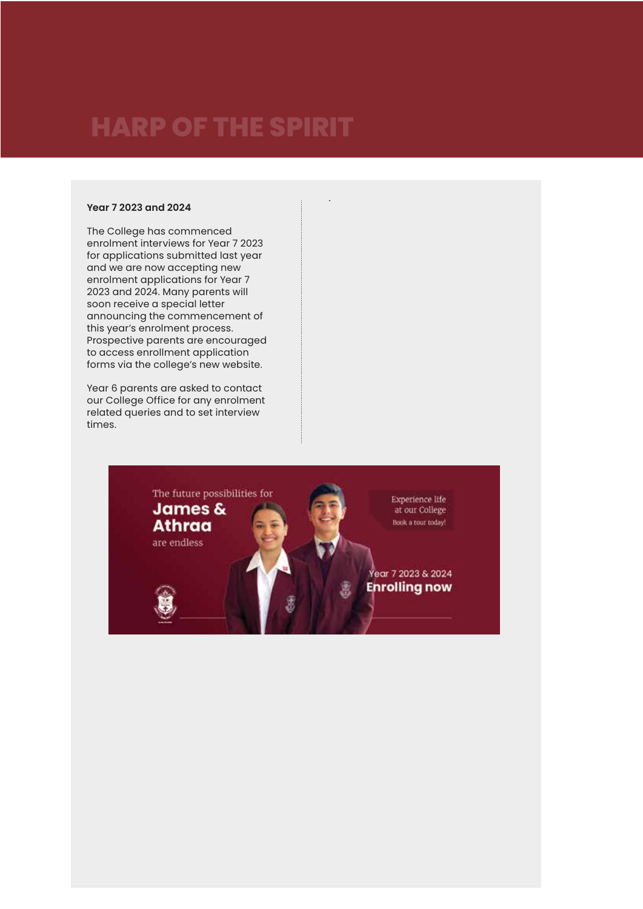# HARP OF THE SPIRIT

**Year 7 2023 and 2024**

The College has commenced enrolment interviews for Year 7 2023 for applications submitted last year and we are now accepting new enrolment applications for Year 7 2023 and 2024. Many parents will soon receive a special letter announcing the commencement of this year's enrolment process. Prospective parents are encouraged to access enrollment application forms via the college's new website.

Year 6 parents are asked to contact our College Office for any enrolment related queries and to set interview times.

The future possibilities for **James & Athraa** are endless

Experience life at our College
Book a tour today!

Year 7 2023 & 2024
**Enrolling now**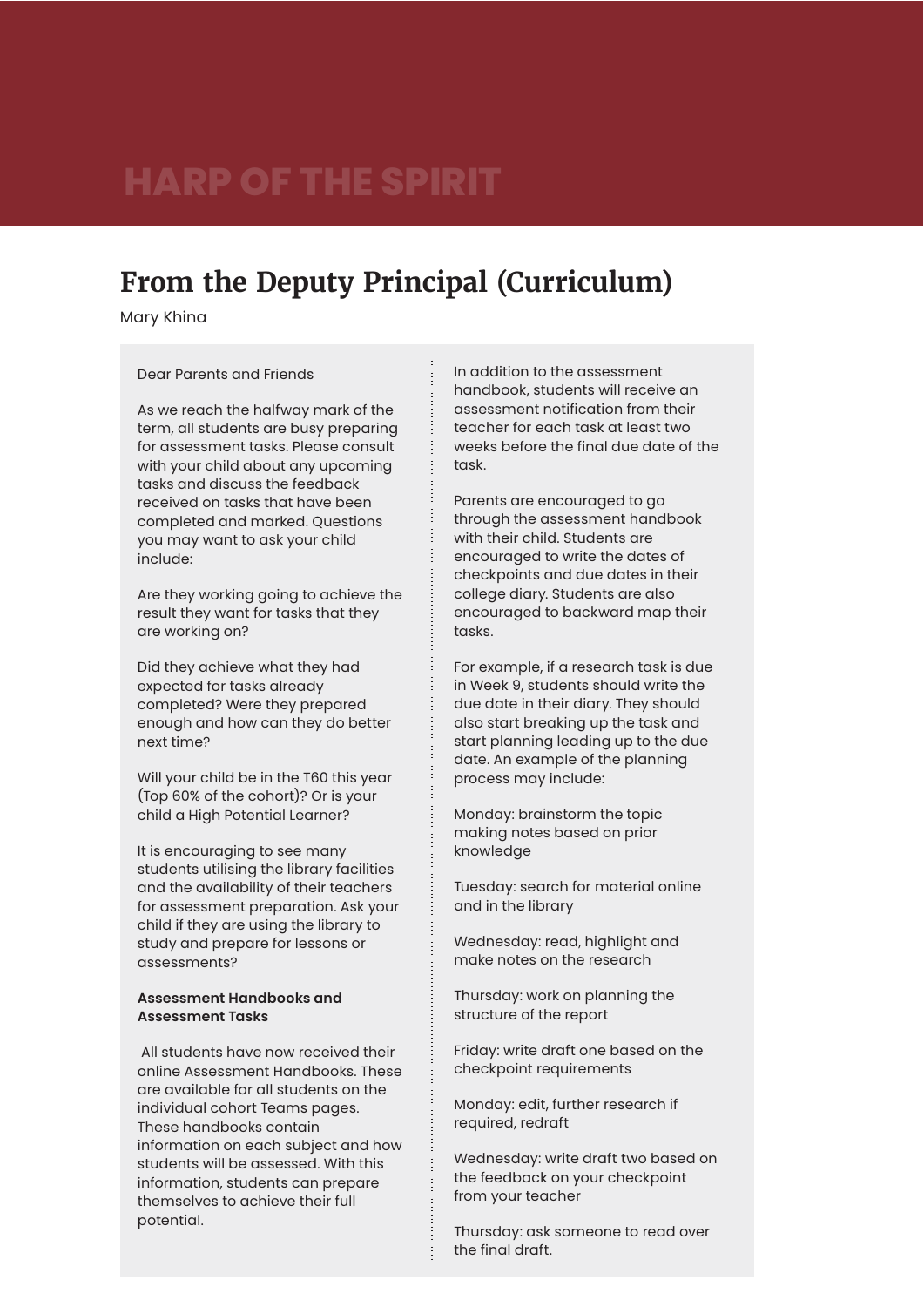HARP OF THE SPIRIT

# From the Deputy Principal (Curriculum)

Mary Khina

Dear Parents and Friends

As we reach the halfway mark of the term, all students are busy preparing for assessment tasks. Please consult with your child about any upcoming tasks and discuss the feedback received on tasks that have been completed and marked. Questions you may want to ask your child include:

Are they working going to achieve the result they want for tasks that they are working on?

Did they achieve what they had expected for tasks already completed? Were they prepared enough and how can they do better next time?

Will your child be in the T60 this year (Top 60% of the cohort)? Or is your child a High Potential Learner?

It is encouraging to see many students utilising the library facilities and the availability of their teachers for assessment preparation. Ask your child if they are using the library to study and prepare for lessons or assessments?

**Assessment Handbooks and Assessment Tasks**

All students have now received their online Assessment Handbooks. These are available for all students on the individual cohort Teams pages. These handbooks contain information on each subject and how students will be assessed. With this information, students can prepare themselves to achieve their full potential.

In addition to the assessment handbook, students will receive an assessment notification from their teacher for each task at least two weeks before the final due date of the task.

Parents are encouraged to go through the assessment handbook with their child. Students are encouraged to write the dates of checkpoints and due dates in their college diary. Students are also encouraged to backward map their tasks.

For example, if a research task is due in Week 9, students should write the due date in their diary. They should also start breaking up the task and start planning leading up to the due date. An example of the planning process may include:

Monday: brainstorm the topic making notes based on prior knowledge

Tuesday: search for material online and in the library

Wednesday: read, highlight and make notes on the research

Thursday: work on planning the structure of the report

Friday: write draft one based on the checkpoint requirements

Monday: edit, further research if required, redraft

Wednesday: write draft two based on the feedback on your checkpoint from your teacher

Thursday: ask someone to read over the final draft.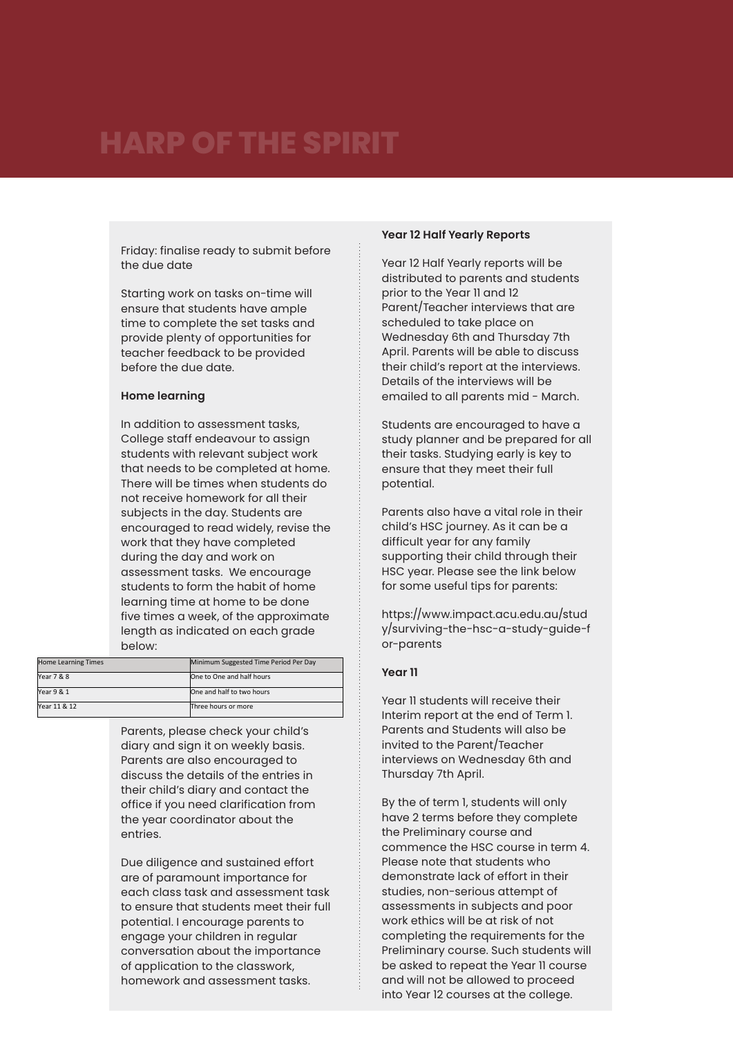Friday: finalise ready to submit before the due date

Starting work on tasks on-time will ensure that students have ample time to complete the set tasks and provide plenty of opportunities for teacher feedback to be provided before the due date.

**Home learning**

In addition to assessment tasks, College staff endeavour to assign students with relevant subject work that needs to be completed at home. There will be times when students do not receive homework for all their subjects in the day. Students are encouraged to read widely, revise the work that they have completed during the day and work on assessment tasks. We encourage students to form the habit of home learning time at home to be done five times a week, of the approximate length as indicated on each grade below:

| Home Learning Times | Minimum Suggested Time Period Per Day |
| --- | --- |
| Year 7 & 8 | One to One and half hours |
| Year 9 & 1 | One and half to two hours |
| Year 11 & 12 | Three hours or more |

Parents, please check your child's diary and sign it on weekly basis. Parents are also encouraged to discuss the details of the entries in their child's diary and contact the office if you need clarification from the year coordinator about the entries.

Due diligence and sustained effort are of paramount importance for each class task and assessment task to ensure that students meet their full potential. I encourage parents to engage your children in regular conversation about the importance of application to the classwork, homework and assessment tasks.

**Year 12 Half Yearly Reports**

Year 12 Half Yearly reports will be distributed to parents and students prior to the Year 11 and 12 Parent/Teacher interviews that are scheduled to take place on Wednesday 6th and Thursday 7th April. Parents will be able to discuss their child's report at the interviews. Details of the interviews will be emailed to all parents mid - March.

Students are encouraged to have a study planner and be prepared for all their tasks. Studying early is key to ensure that they meet their full potential.

Parents also have a vital role in their child's HSC journey. As it can be a difficult year for any family supporting their child through their HSC year. Please see the link below for some useful tips for parents:

https://www.impact.acu.edu.au/study/surviving-the-hsc-a-study-guide-for-parents

**Year 11**

Year 11 students will receive their Interim report at the end of Term 1. Parents and Students will also be invited to the Parent/Teacher interviews on Wednesday 6th and Thursday 7th April.

By the of term 1, students will only have 2 terms before they complete the Preliminary course and commence the HSC course in term 4. Please note that students who demonstrate lack of effort in their studies, non-serious attempt of assessments in subjects and poor work ethics will be at risk of not completing the requirements for the Preliminary course. Such students will be asked to repeat the Year 11 course and will not be allowed to proceed into Year 12 courses at the college.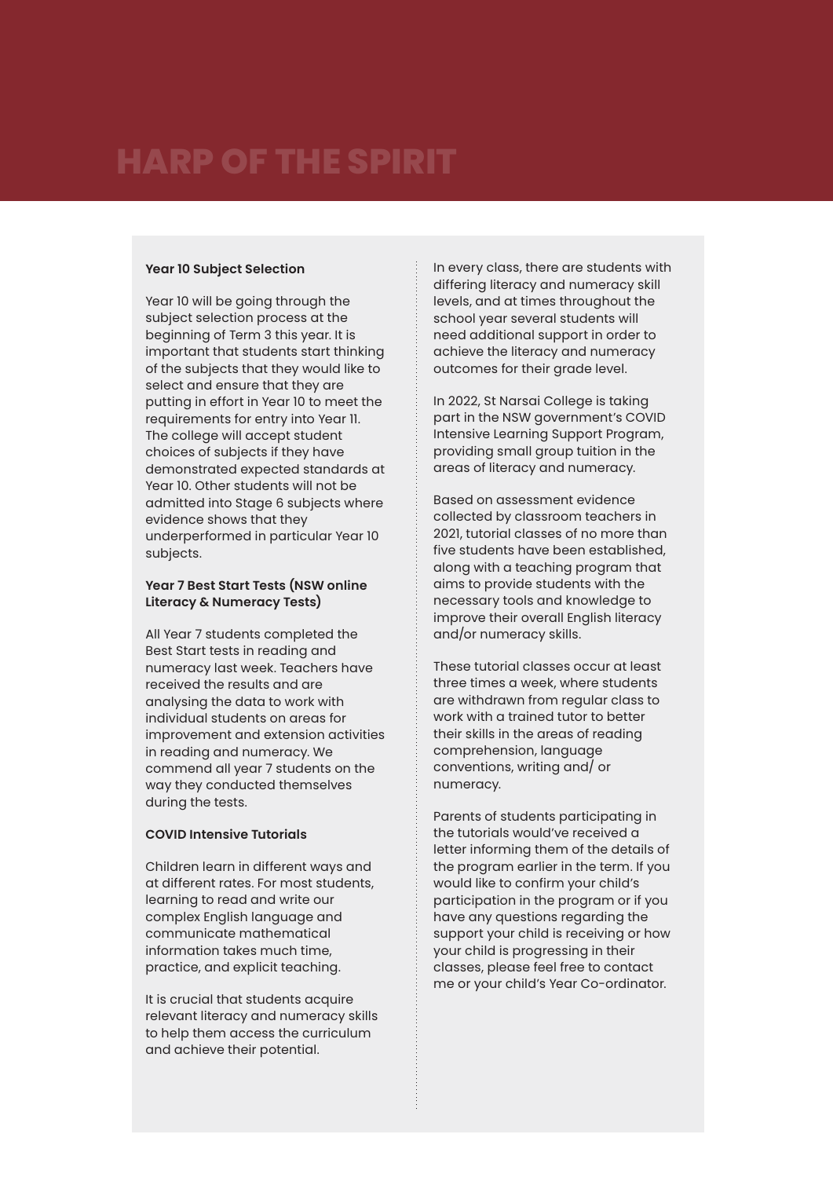### Year 10 Subject Selection

Year 10 will be going through the subject selection process at the beginning of Term 3 this year. It is important that students start thinking of the subjects that they would like to select and ensure that they are putting in effort in Year 10 to meet the requirements for entry into Year 11. The college will accept student choices of subjects if they have demonstrated expected standards at Year 10. Other students will not be admitted into Stage 6 subjects where evidence shows that they underperformed in particular Year 10 subjects.

### Year 7 Best Start Tests (NSW online Literacy & Numeracy Tests)

All Year 7 students completed the Best Start tests in reading and numeracy last week. Teachers have received the results and are analysing the data to work with individual students on areas for improvement and extension activities in reading and numeracy. We commend all year 7 students on the way they conducted themselves during the tests.

### COVID Intensive Tutorials

Children learn in different ways and at different rates. For most students, learning to read and write our complex English language and communicate mathematical information takes much time, practice, and explicit teaching.

It is crucial that students acquire relevant literacy and numeracy skills to help them access the curriculum and achieve their potential.

In every class, there are students with differing literacy and numeracy skill levels, and at times throughout the school year several students will need additional support in order to achieve the literacy and numeracy outcomes for their grade level.

In 2022, St Narsai College is taking part in the NSW government's COVID Intensive Learning Support Program, providing small group tuition in the areas of literacy and numeracy.

Based on assessment evidence collected by classroom teachers in 2021, tutorial classes of no more than five students have been established, along with a teaching program that aims to provide students with the necessary tools and knowledge to improve their overall English literacy and/or numeracy skills.

These tutorial classes occur at least three times a week, where students are withdrawn from regular class to work with a trained tutor to better their skills in the areas of reading comprehension, language conventions, writing and/ or numeracy.

Parents of students participating in the tutorials would've received a letter informing them of the details of the program earlier in the term. If you would like to confirm your child's participation in the program or if you have any questions regarding the support your child is receiving or how your child is progressing in their classes, please feel free to contact me or your child's Year Co-ordinator.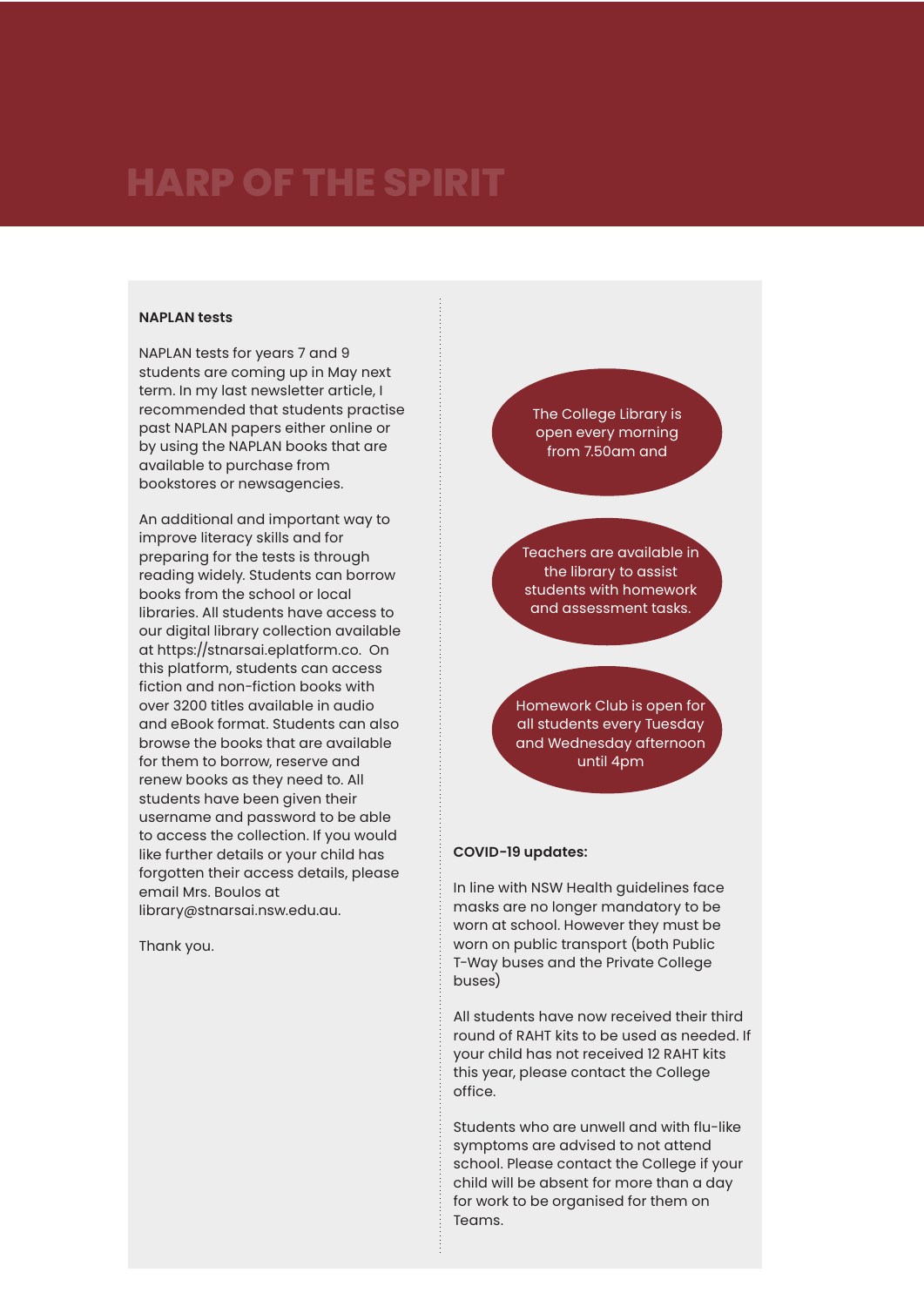# HARP OF THE SPIRIT

**NAPLAN tests**

NAPLAN tests for years 7 and 9 students are coming up in May next term. In my last newsletter article, I recommended that students practise past NAPLAN papers either online or by using the NAPLAN books that are available to purchase from bookstores or newsagencies.

An additional and important way to improve literacy skills and for preparing for the tests is through reading widely. Students can borrow books from the school or local libraries. All students have access to our digital library collection available at https://stnarsai.eplatform.co. On this platform, students can access fiction and non-fiction books with over 3200 titles available in audio and eBook format. Students can also browse the books that are available for them to borrow, reserve and renew books as they need to. All students have been given their username and password to be able to access the collection. If you would like further details or your child has forgotten their access details, please email Mrs. Boulos at library@stnarsai.nsw.edu.au.

Thank you.

The College Library is open every morning from 7.50am and

Teachers are available in the library to assist students with homework and assessment tasks.

Homework Club is open for all students every Tuesday and Wednesday afternoon until 4pm

**COVID-19 updates:**

In line with NSW Health guidelines face masks are no longer mandatory to be worn at school. However they must be worn on public transport (both Public T-Way buses and the Private College buses)

All students have now received their third round of RAHT kits to be used as needed. If your child has not received 12 RAHT kits this year, please contact the College office.

Students who are unwell and with flu-like symptoms are advised to not attend school. Please contact the College if your child will be absent for more than a day for work to be organised for them on Teams.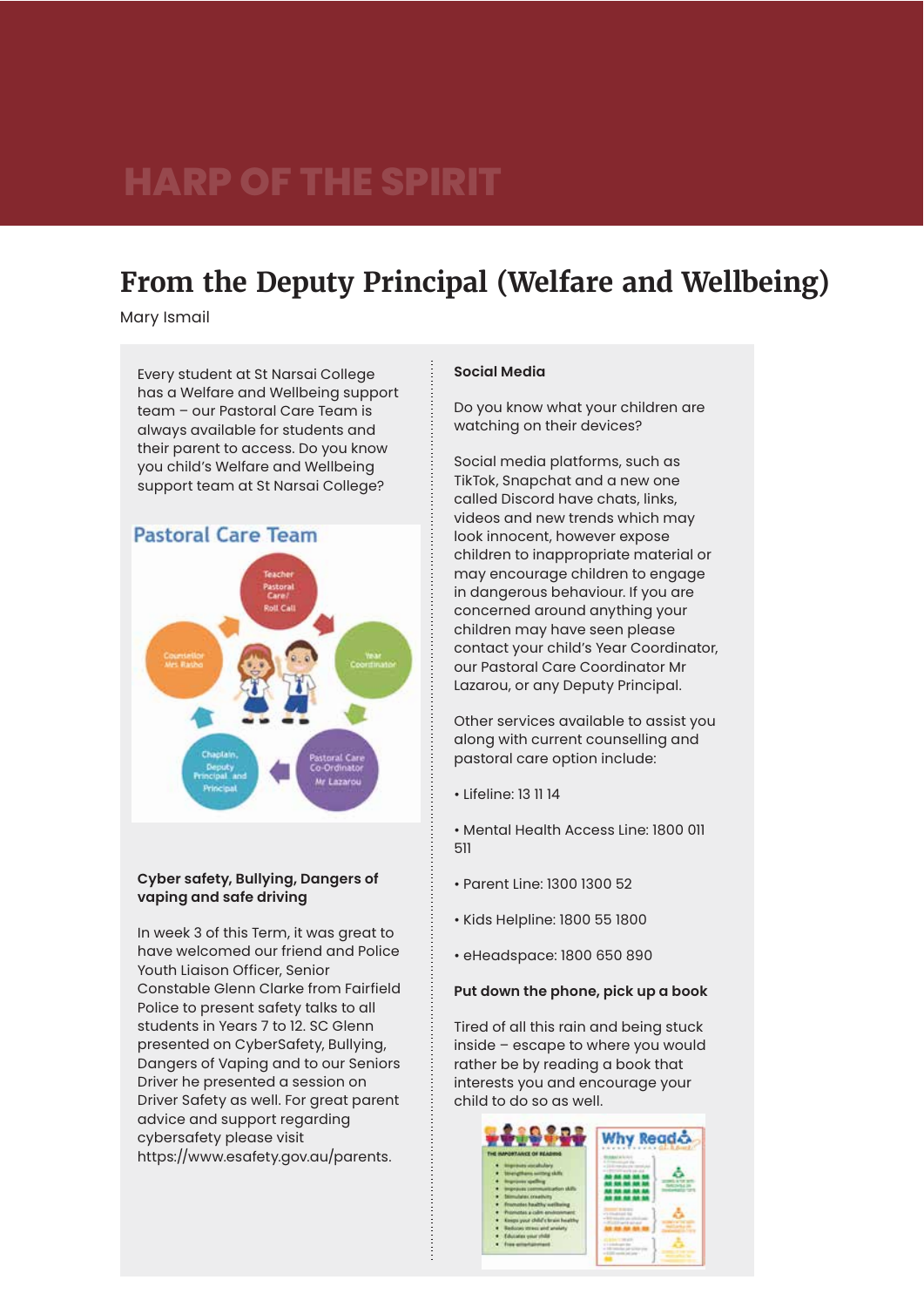# From the Deputy Principal (Welfare and Wellbeing)

Mary Ismail

Every student at St Narsai College has a Welfare and Wellbeing support team – our Pastoral Care Team is always available for students and their parent to access. Do you know you child's Welfare and Wellbeing support team at St Narsai College?

**Pastoral Care Team**

- Teacher Pastoral Care/ Roll Call
- Year Coordinator
- Pastoral Care Co-Ordinator Mr Lazarou
- Chaplain, Deputy Principal and Principal
- Counsellor Mrs Rasho

**Cyber safety, Bullying, Dangers of vaping and safe driving**

In week 3 of this Term, it was great to have welcomed our friend and Police Youth Liaison Officer, Senior Constable Glenn Clarke from Fairfield Police to present safety talks to all students in Years 7 to 12. SC Glenn presented on CyberSafety, Bullying, Dangers of Vaping and to our Seniors Driver he presented a session on Driver Safety as well. For great parent advice and support regarding cybersafety please visit https://www.esafety.gov.au/parents.

**Social Media**

Do you know what your children are watching on their devices?

Social media platforms, such as TikTok, Snapchat and a new one called Discord have chats, links, videos and new trends which may look innocent, however expose children to inappropriate material or may encourage children to engage in dangerous behaviour. If you are concerned around anything your children may have seen please contact your child's Year Coordinator, our Pastoral Care Coordinator Mr Lazarou, or any Deputy Principal.

Other services available to assist you along with current counselling and pastoral care option include:

- Lifeline: 13 11 14
- Mental Health Access Line: 1800 011 511
- Parent Line: 1300 1300 52
- Kids Helpline: 1800 55 1800
- eHeadspace: 1800 650 890

**Put down the phone, pick up a book**

Tired of all this rain and being stuck inside – escape to where you would rather be by reading a book that interests you and encourage your child to do so as well.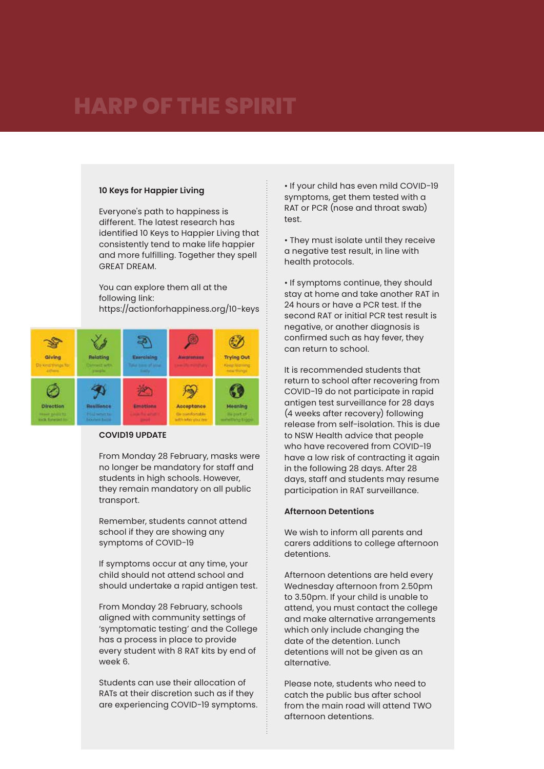# HARP OF THE SPIRIT

**10 Keys for Happier Living**

Everyone's path to happiness is different. The latest research has identified 10 Keys to Happier Living that consistently tend to make life happier and more fulfilling. Together they spell GREAT DREAM.

You can explore them all at the following link: https://actionforhappiness.org/10-keys

**COVID19 UPDATE**

From Monday 28 February, masks were no longer be mandatory for staff and students in high schools. However, they remain mandatory on all public transport.

Remember, students cannot attend school if they are showing any symptoms of COVID-19

If symptoms occur at any time, your child should not attend school and should undertake a rapid antigen test.

From Monday 28 February, schools aligned with community settings of 'symptomatic testing' and the College has a process in place to provide every student with 8 RAT kits by end of week 6.

Students can use their allocation of RATs at their discretion such as if they are experiencing COVID-19 symptoms.

- If your child has even mild COVID-19 symptoms, get them tested with a RAT or PCR (nose and throat swab) test.
- They must isolate until they receive a negative test result, in line with health protocols.
- If symptoms continue, they should stay at home and take another RAT in 24 hours or have a PCR test. If the second RAT or initial PCR test result is negative, or another diagnosis is confirmed such as hay fever, they can return to school.

It is recommended students that return to school after recovering from COVID-19 do not participate in rapid antigen test surveillance for 28 days (4 weeks after recovery) following release from self-isolation. This is due to NSW Health advice that people who have recovered from COVID-19 have a low risk of contracting it again in the following 28 days. After 28 days, staff and students may resume participation in RAT surveillance.

**Afternoon Detentions**

We wish to inform all parents and carers additions to college afternoon detentions.

Afternoon detentions are held every Wednesday afternoon from 2.50pm to 3.50pm. If your child is unable to attend, you must contact the college and make alternative arrangements which only include changing the date of the detention. Lunch detentions will not be given as an alternative.

Please note, students who need to catch the public bus after school from the main road will attend TWO afternoon detentions.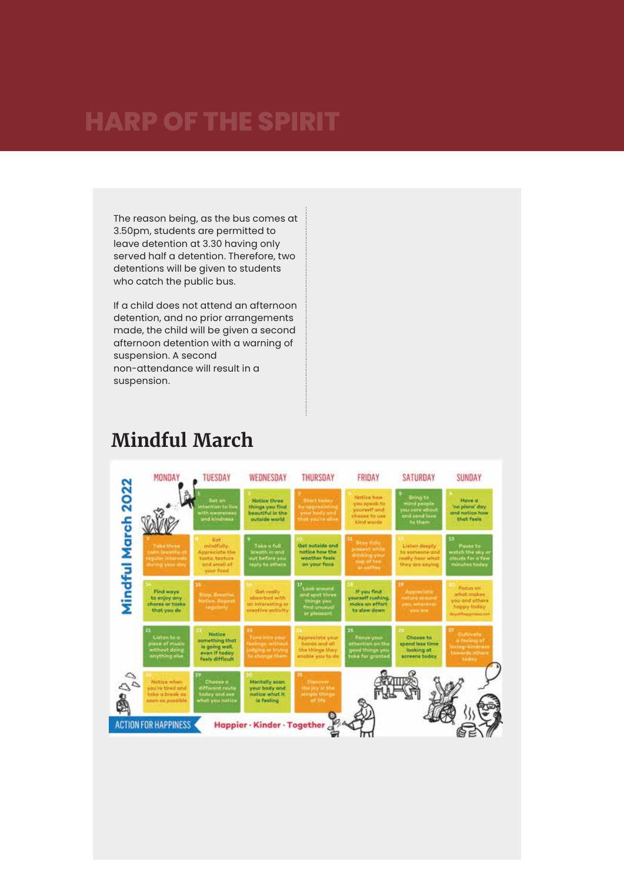# HARP OF THE SPIRIT

The reason being, as the bus comes at 3.50pm, students are permitted to leave detention at 3.30 having only served half a detention. Therefore, two detentions will be given to students who catch the public bus.

If a child does not attend an afternoon detention, and no prior arrangements made, the child will be given a second afternoon detention with a warning of suspension. A second non-attendance will result in a suspension.

## Mindful March

**Mindful March 2022**

| MONDAY | TUESDAY | WEDNESDAY | THURSDAY | FRIDAY | SATURDAY | SUNDAY |
|---|---|---|---|---|---|---|
| | 1 Set an intention to live with awareness and kindness | 2 Notice three things you find beautiful in the outside world | 3 Start today by appreciating your body and that you're alive | 4 Notice how you speak to yourself and choose to use kind words | 5 Bring to mind people you care about and send love to them | 6 Have a 'no plans' day and notice how that feels |
| 7 Take three calm breaths at regular intervals during your day | 8 Eat mindfully. Appreciate the taste, texture and smell of your food | 9 Take a full breath in and out before you reply to others | 10 Get outside and notice how the weather feels on your face | 11 Stay fully present while drinking your cup of tea or coffee | 12 Listen deeply to someone and really hear what they are saying | 13 Pause to watch the sky or clouds for a few minutes today |
| 14 Find ways to enjoy any chores or tasks that you do | 15 Stop. Breathe. Notice. Repeat regularly | 16 Get really absorbed with an interesting or creative activity | 17 Look around and spot three things you find unusual or pleasant | 18 If you find yourself rushing, make an effort to slow down | 19 Appreciate nature around you, wherever you are | 20 Focus on what makes you and others happy today |
| 21 Listen to a piece of music without doing anything else | 22 Notice something that is going well, even if today feels difficult | 23 Tune into your feelings, without judging or trying to change them | 24 Appreciate your hands and all the things they enable you to do | 25 Focus your attention on the good things you take for granted | 26 Choose to spend less time looking at screens today | 27 Cultivate a feeling of loving-kindness towards others today |
| 28 Notice when you're tired and take a break as soon as possible | 29 Choose a different route today and see what you notice | 30 Mentally scan your body and notice what it is feeling | 31 Discover the joy in the simple things of life | | | |

ACTION FOR HAPPINESS — Happier · Kinder · Together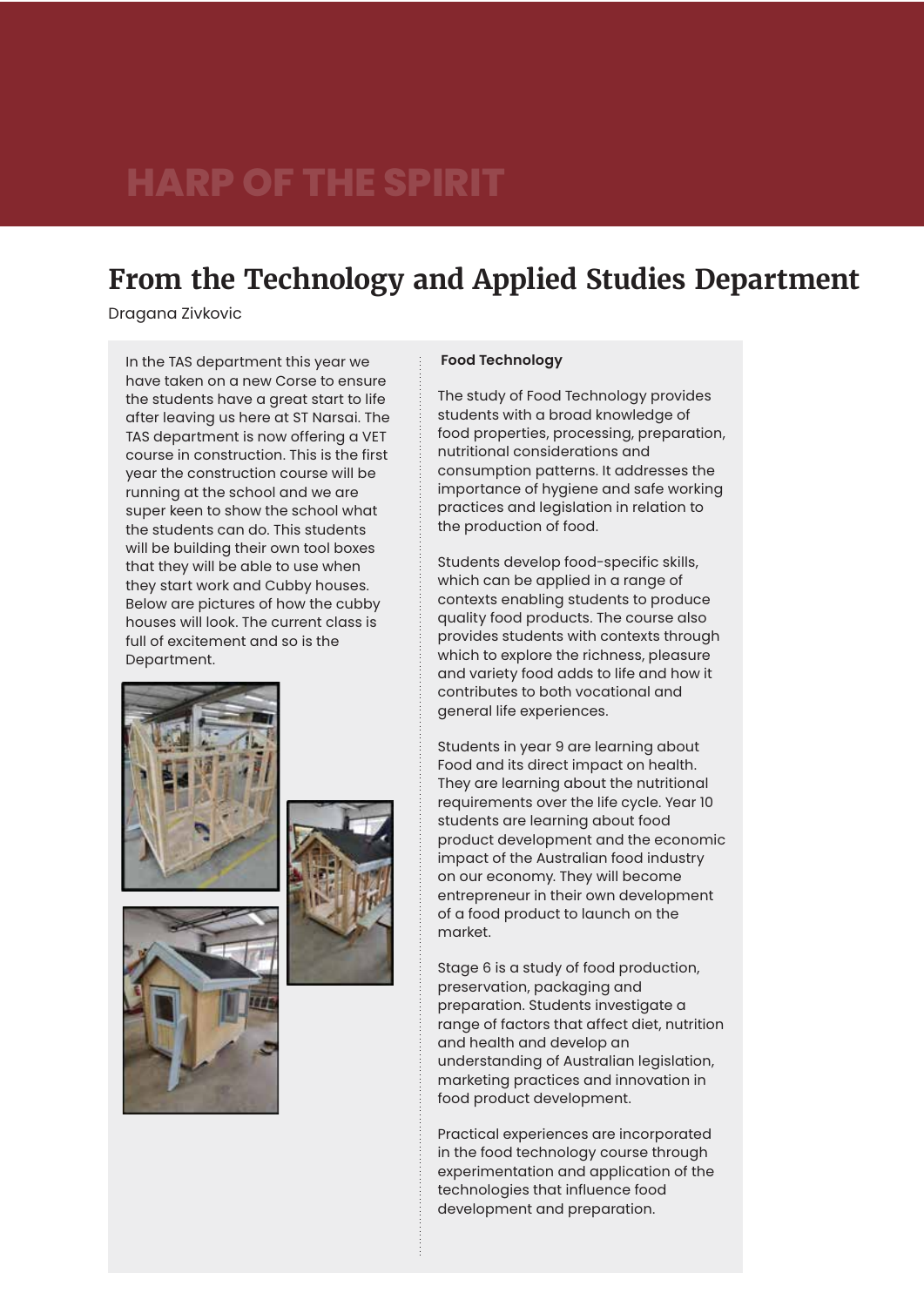# From the Technology and Applied Studies Department

Dragana Zivkovic

In the TAS department this year we have taken on a new Corse to ensure the students have a great start to life after leaving us here at ST Narsai. The TAS department is now offering a VET course in construction. This is the first year the construction course will be running at the school and we are super keen to show the school what the students can do. This students will be building their own tool boxes that they will be able to use when they start work and Cubby houses. Below are pictures of how the cubby houses will look. The current class is full of excitement and so is the Department.

**Food Technology**

The study of Food Technology provides students with a broad knowledge of food properties, processing, preparation, nutritional considerations and consumption patterns. It addresses the importance of hygiene and safe working practices and legislation in relation to the production of food.

Students develop food-specific skills, which can be applied in a range of contexts enabling students to produce quality food products. The course also provides students with contexts through which to explore the richness, pleasure and variety food adds to life and how it contributes to both vocational and general life experiences.

Students in year 9 are learning about Food and its direct impact on health. They are learning about the nutritional requirements over the life cycle. Year 10 students are learning about food product development and the economic impact of the Australian food industry on our economy. They will become entrepreneur in their own development of a food product to launch on the market.

Stage 6 is a study of food production, preservation, packaging and preparation. Students investigate a range of factors that affect diet, nutrition and health and develop an understanding of Australian legislation, marketing practices and innovation in food product development.

Practical experiences are incorporated in the food technology course through experimentation and application of the technologies that influence food development and preparation.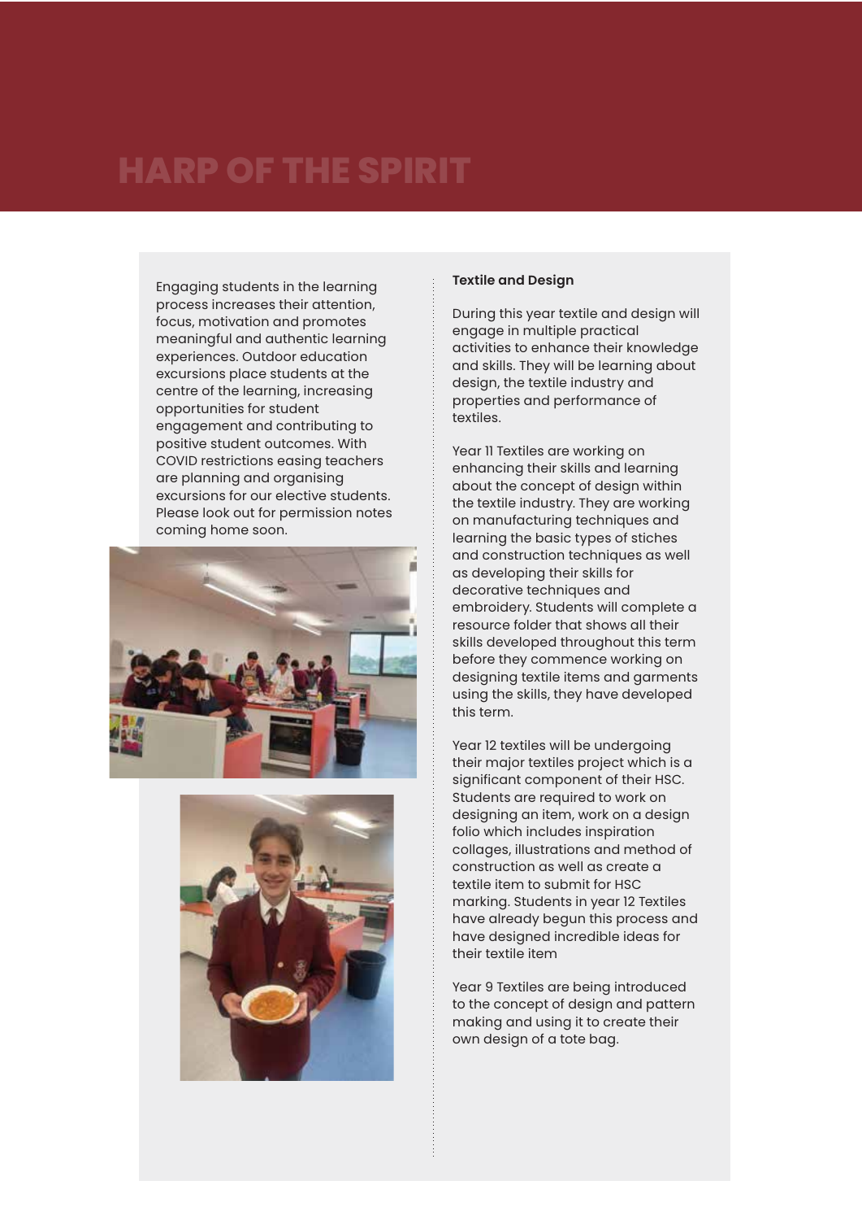# HARP OF THE SPIRIT

Engaging students in the learning process increases their attention, focus, motivation and promotes meaningful and authentic learning experiences. Outdoor education excursions place students at the centre of the learning, increasing opportunities for student engagement and contributing to positive student outcomes. With COVID restrictions easing teachers are planning and organising excursions for our elective students. Please look out for permission notes coming home soon.

**Textile and Design**

During this year textile and design will engage in multiple practical activities to enhance their knowledge and skills. They will be learning about design, the textile industry and properties and performance of textiles.

Year 11 Textiles are working on enhancing their skills and learning about the concept of design within the textile industry. They are working on manufacturing techniques and learning the basic types of stiches and construction techniques as well as developing their skills for decorative techniques and embroidery. Students will complete a resource folder that shows all their skills developed throughout this term before they commence working on designing textile items and garments using the skills, they have developed this term.

Year 12 textiles will be undergoing their major textiles project which is a significant component of their HSC. Students are required to work on designing an item, work on a design folio which includes inspiration collages, illustrations and method of construction as well as create a textile item to submit for HSC marking. Students in year 12 Textiles have already begun this process and have designed incredible ideas for their textile item

Year 9 Textiles are being introduced to the concept of design and pattern making and using it to create their own design of a tote bag.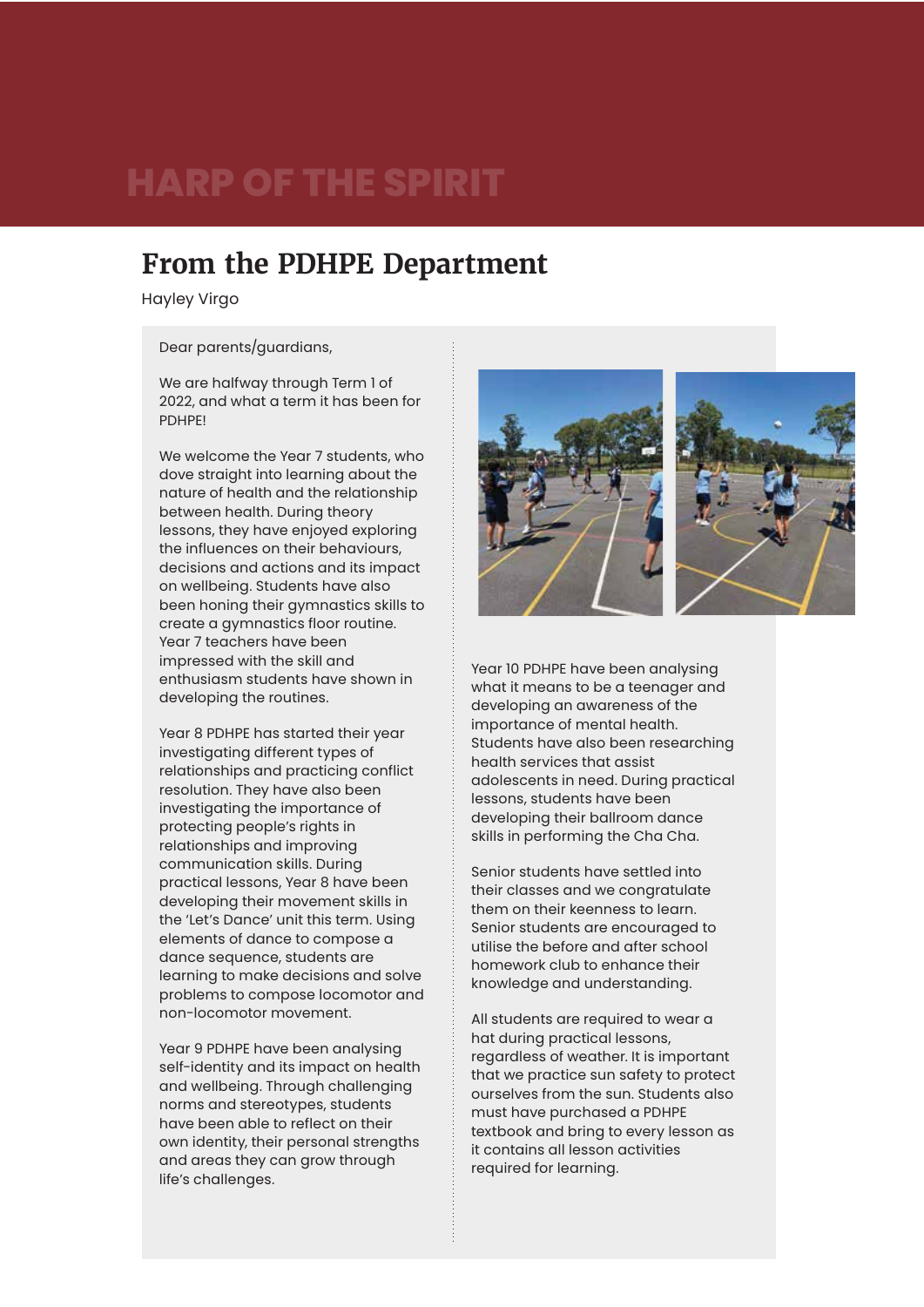## From the PDHPE Department

Hayley Virgo

Dear parents/guardians,

We are halfway through Term 1 of 2022, and what a term it has been for PDHPE!

We welcome the Year 7 students, who dove straight into learning about the nature of health and the relationship between health. During theory lessons, they have enjoyed exploring the influences on their behaviours, decisions and actions and its impact on wellbeing. Students have also been honing their gymnastics skills to create a gymnastics floor routine. Year 7 teachers have been impressed with the skill and enthusiasm students have shown in developing the routines.

Year 8 PDHPE has started their year investigating different types of relationships and practicing conflict resolution. They have also been investigating the importance of protecting people's rights in relationships and improving communication skills. During practical lessons, Year 8 have been developing their movement skills in the 'Let's Dance' unit this term. Using elements of dance to compose a dance sequence, students are learning to make decisions and solve problems to compose locomotor and non-locomotor movement.

Year 9 PDHPE have been analysing self-identity and its impact on health and wellbeing. Through challenging norms and stereotypes, students have been able to reflect on their own identity, their personal strengths and areas they can grow through life's challenges.

Year 10 PDHPE have been analysing what it means to be a teenager and developing an awareness of the importance of mental health. Students have also been researching health services that assist adolescents in need. During practical lessons, students have been developing their ballroom dance skills in performing the Cha Cha.

Senior students have settled into their classes and we congratulate them on their keenness to learn. Senior students are encouraged to utilise the before and after school homework club to enhance their knowledge and understanding.

All students are required to wear a hat during practical lessons, regardless of weather. It is important that we practice sun safety to protect ourselves from the sun. Students also must have purchased a PDHPE textbook and bring to every lesson as it contains all lesson activities required for learning.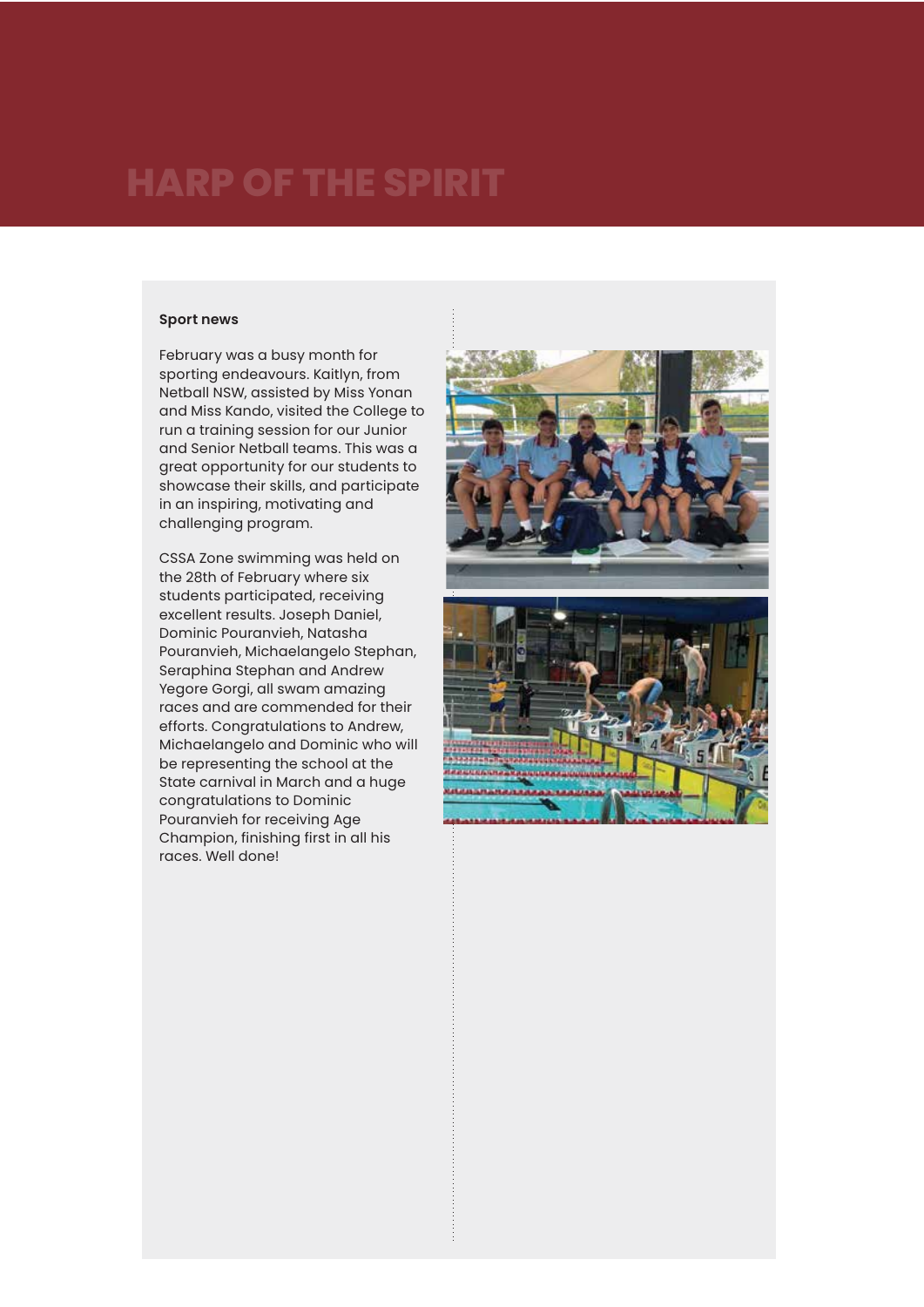# HARP OF THE SPIRIT

**Sport news**

February was a busy month for sporting endeavours. Kaitlyn, from Netball NSW, assisted by Miss Yonan and Miss Kando, visited the College to run a training session for our Junior and Senior Netball teams. This was a great opportunity for our students to showcase their skills, and participate in an inspiring, motivating and challenging program.

CSSA Zone swimming was held on the 28th of February where six students participated, receiving excellent results. Joseph Daniel, Dominic Pouranvieh, Natasha Pouranvieh, Michaelangelo Stephan, Seraphina Stephan and Andrew Yegore Gorgi, all swam amazing races and are commended for their efforts. Congratulations to Andrew, Michaelangelo and Dominic who will be representing the school at the State carnival in March and a huge congratulations to Dominic Pouranvieh for receiving Age Champion, finishing first in all his races. Well done!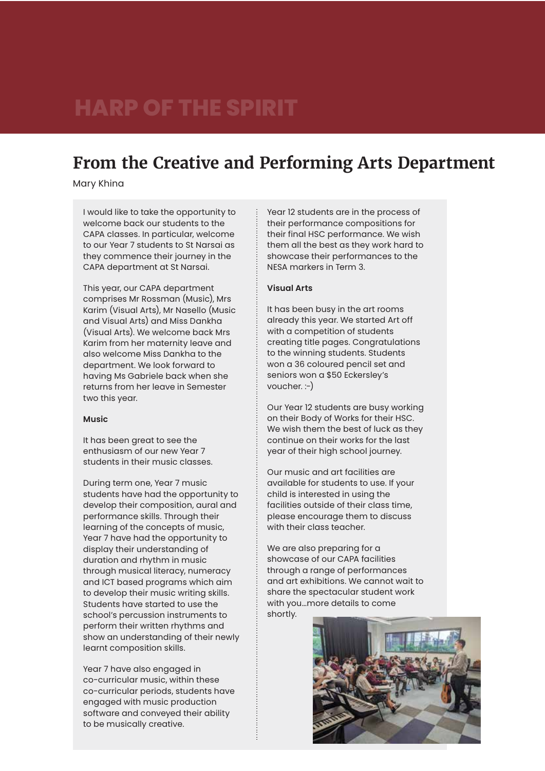# HARP OF THE SPIRIT

## From the Creative and Performing Arts Department

Mary Khina

I would like to take the opportunity to welcome back our students to the CAPA classes. In particular, welcome to our Year 7 students to St Narsai as they commence their journey in the CAPA department at St Narsai.

This year, our CAPA department comprises Mr Rossman (Music), Mrs Karim (Visual Arts), Mr Nasello (Music and Visual Arts) and Miss Dankha (Visual Arts). We welcome back Mrs Karim from her maternity leave and also welcome Miss Dankha to the department. We look forward to having Ms Gabriele back when she returns from her leave in Semester two this year.

**Music**

It has been great to see the enthusiasm of our new Year 7 students in their music classes.

During term one, Year 7 music students have had the opportunity to develop their composition, aural and performance skills. Through their learning of the concepts of music, Year 7 have had the opportunity to display their understanding of duration and rhythm in music through musical literacy, numeracy and ICT based programs which aim to develop their music writing skills. Students have started to use the school's percussion instruments to perform their written rhythms and show an understanding of their newly learnt composition skills.

Year 7 have also engaged in co-curricular music, within these co-curricular periods, students have engaged with music production software and conveyed their ability to be musically creative.

Year 12 students are in the process of their performance compositions for their final HSC performance. We wish them all the best as they work hard to showcase their performances to the NESA markers in Term 3.

**Visual Arts**

It has been busy in the art rooms already this year. We started Art off with a competition of students creating title pages. Congratulations to the winning students. Students won a 36 coloured pencil set and seniors won a $50 Eckersley's voucher. :-)

Our Year 12 students are busy working on their Body of Works for their HSC. We wish them the best of luck as they continue on their works for the last year of their high school journey.

Our music and art facilities are available for students to use. If your child is interested in using the facilities outside of their class time, please encourage them to discuss with their class teacher.

We are also preparing for a showcase of our CAPA facilities through a range of performances and art exhibitions. We cannot wait to share the spectacular student work with you…more details to come shortly.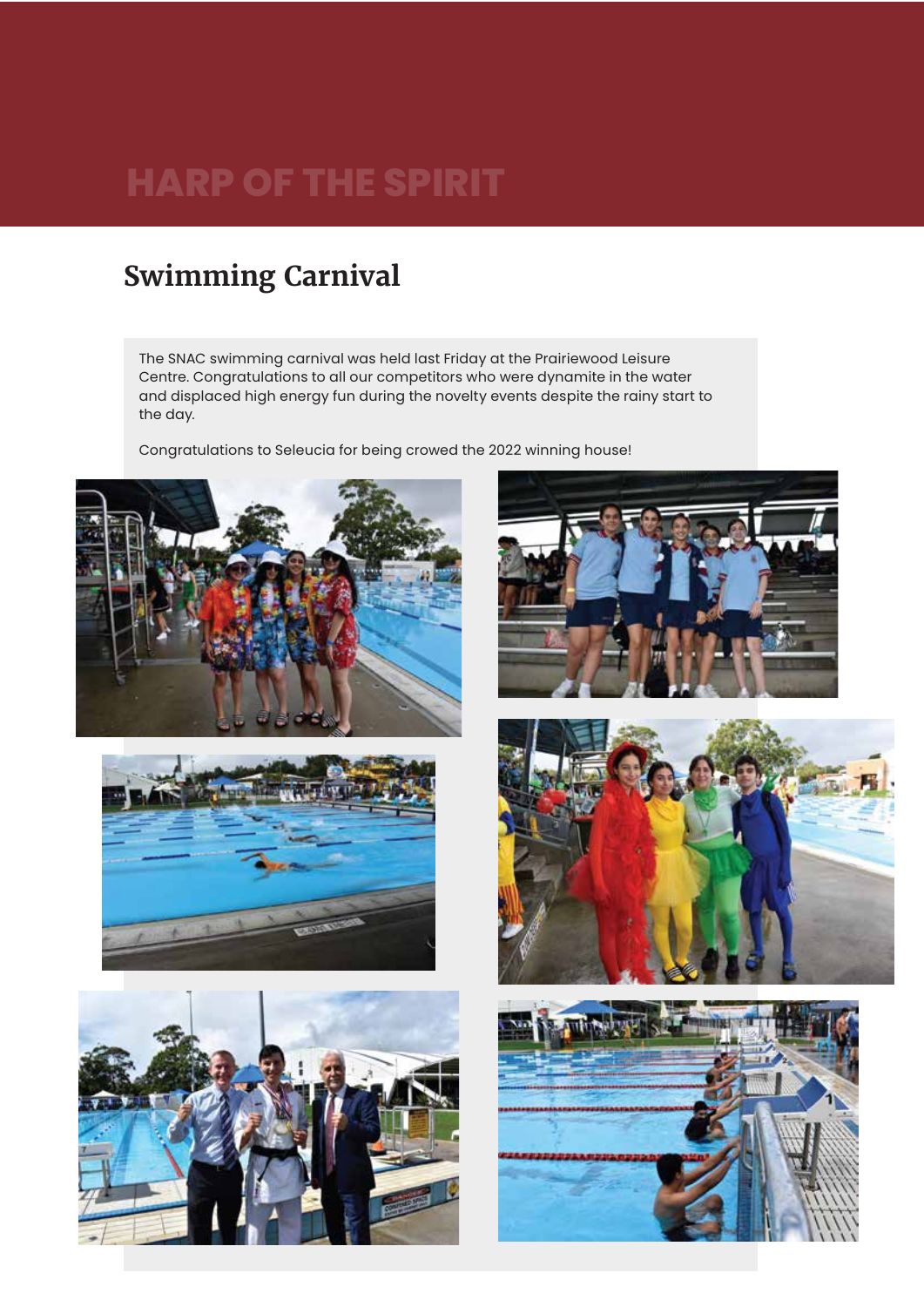# HARP OF THE SPIRIT

## Swimming Carnival

The SNAC swimming carnival was held last Friday at the Prairiewood Leisure Centre. Congratulations to all our competitors who were dynamite in the water and displaced high energy fun during the novelty events despite the rainy start to the day.

Congratulations to Seleucia for being crowed the 2022 winning house!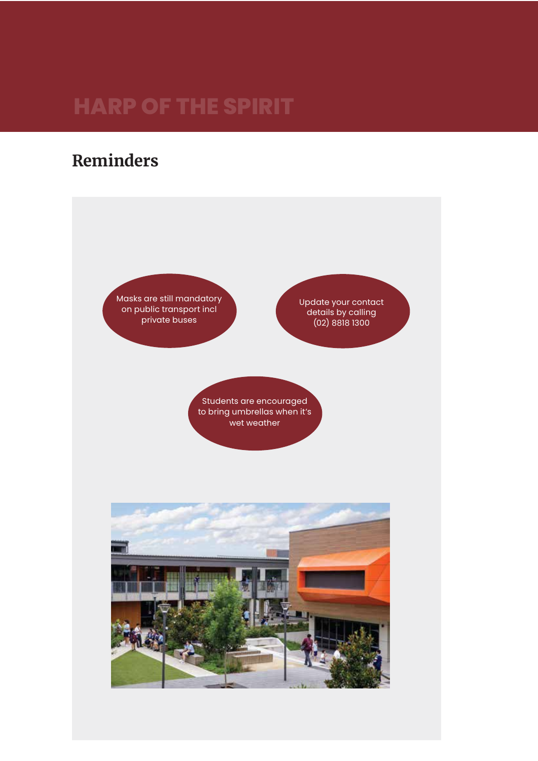# HARP OF THE SPIRIT

## Reminders

Masks are still mandatory on public transport incl private buses

Update your contact details by calling (02) 8818 1300

Students are encouraged to bring umbrellas when it's wet weather